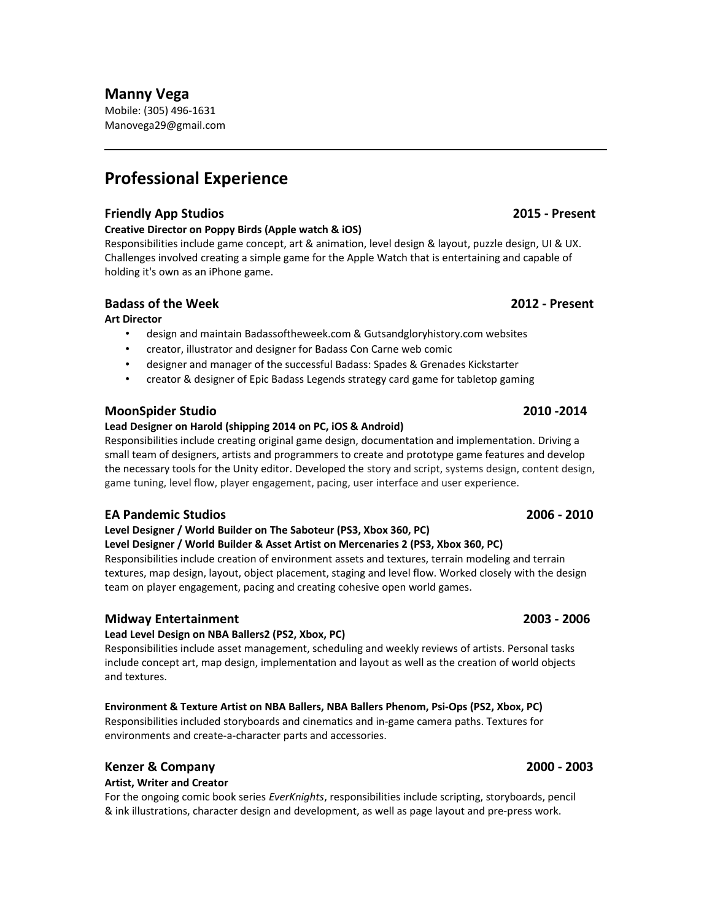# Manny Vega

Mobile: (305) 496-1631
Manovega29@gmail.com

---

## Professional Experience

### Friendly App Studios — 2015 - Present

**Creative Director on Poppy Birds (Apple watch & iOS)**
Responsibilities include game concept, art & animation, level design & layout, puzzle design, UI & UX. Challenges involved creating a simple game for the Apple Watch that is entertaining and capable of holding it's own as an iPhone game.

### Badass of the Week — 2012 - Present

**Art Director**

- design and maintain Badassoftheweek.com & Gutsandgloryhistory.com websites
- creator, illustrator and designer for Badass Con Carne web comic
- designer and manager of the successful Badass: Spades & Grenades Kickstarter
- creator & designer of Epic Badass Legends strategy card game for tabletop gaming

### MoonSpider Studio — 2010 -2014

**Lead Designer on Harold (shipping 2014 on PC, iOS & Android)**
Responsibilities include creating original game design, documentation and implementation. Driving a small team of designers, artists and programmers to create and prototype game features and develop the necessary tools for the Unity editor. Developed the story and script, systems design, content design, game tuning, level flow, player engagement, pacing, user interface and user experience.

### EA Pandemic Studios — 2006 - 2010

**Level Designer / World Builder on The Saboteur (PS3, Xbox 360, PC)**
**Level Designer / World Builder & Asset Artist on Mercenaries 2 (PS3, Xbox 360, PC)**
Responsibilities include creation of environment assets and textures, terrain modeling and terrain textures, map design, layout, object placement, staging and level flow. Worked closely with the design team on player engagement, pacing and creating cohesive open world games.

### Midway Entertainment — 2003 - 2006

**Lead Level Design on NBA Ballers2 (PS2, Xbox, PC)**
Responsibilities include asset management, scheduling and weekly reviews of artists. Personal tasks include concept art, map design, implementation and layout as well as the creation of world objects and textures.

**Environment & Texture Artist on NBA Ballers, NBA Ballers Phenom, Psi-Ops (PS2, Xbox, PC)**
Responsibilities included storyboards and cinematics and in-game camera paths. Textures for environments and create-a-character parts and accessories.

### Kenzer & Company — 2000 - 2003

**Artist, Writer and Creator**
For the ongoing comic book series *EverKnights*, responsibilities include scripting, storyboards, pencil & ink illustrations, character design and development, as well as page layout and pre-press work.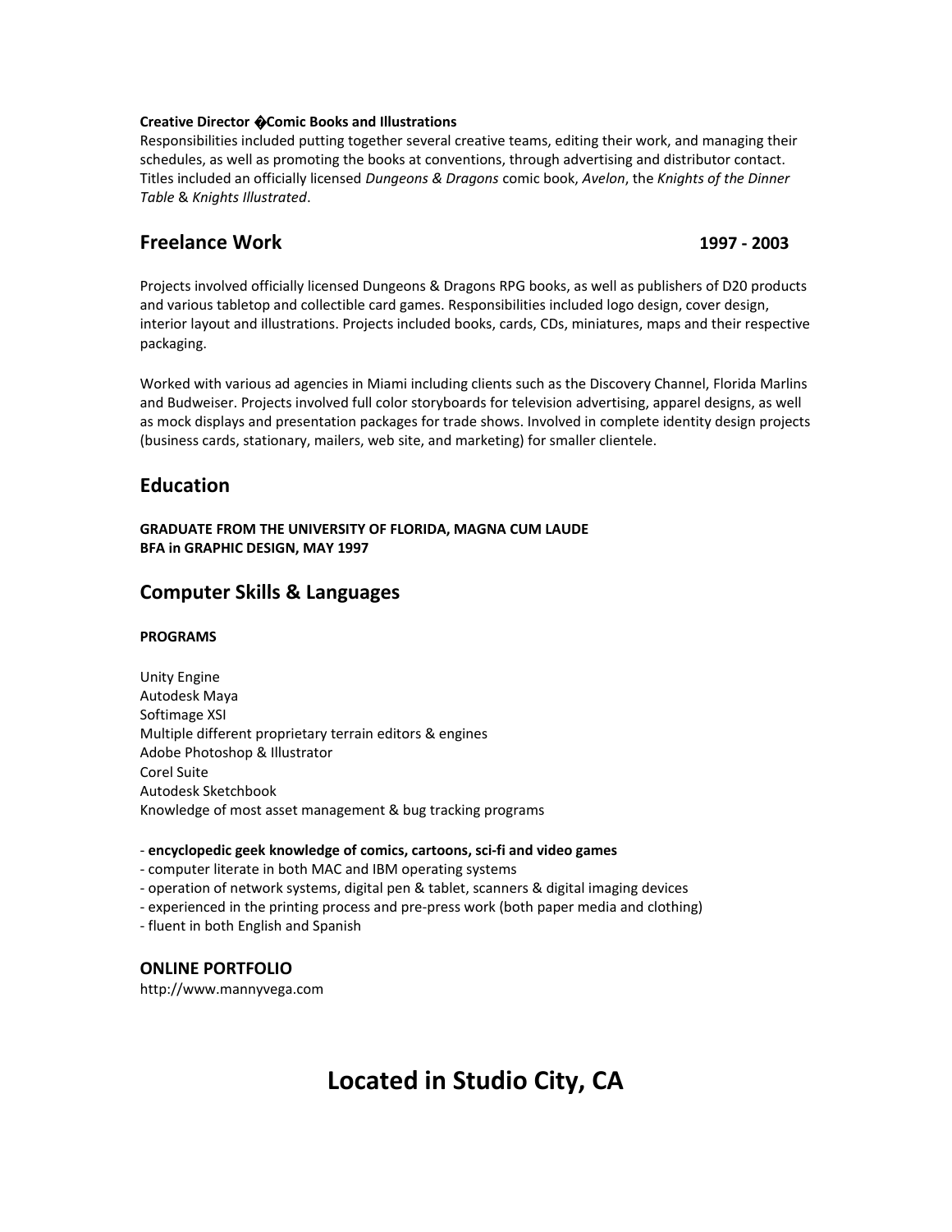**Creative Director �Comic Books and Illustrations**
Responsibilities included putting together several creative teams, editing their work, and managing their schedules, as well as promoting the books at conventions, through advertising and distributor contact. Titles included an officially licensed *Dungeons & Dragons* comic book, *Avelon*, the *Knights of the Dinner Table* & *Knights Illustrated*.

## Freelance Work 1997 - 2003

Projects involved officially licensed Dungeons & Dragons RPG books, as well as publishers of D20 products and various tabletop and collectible card games. Responsibilities included logo design, cover design, interior layout and illustrations. Projects included books, cards, CDs, miniatures, maps and their respective packaging.

Worked with various ad agencies in Miami including clients such as the Discovery Channel, Florida Marlins and Budweiser. Projects involved full color storyboards for television advertising, apparel designs, as well as mock displays and presentation packages for trade shows. Involved in complete identity design projects (business cards, stationary, mailers, web site, and marketing) for smaller clientele.

## Education

**GRADUATE FROM THE UNIVERSITY OF FLORIDA, MAGNA CUM LAUDE**
**BFA in GRAPHIC DESIGN, MAY 1997**

## Computer Skills & Languages

**PROGRAMS**

Unity Engine
Autodesk Maya
Softimage XSI
Multiple different proprietary terrain editors & engines
Adobe Photoshop & Illustrator
Corel Suite
Autodesk Sketchbook
Knowledge of most asset management & bug tracking programs

- **encyclopedic geek knowledge of comics, cartoons, sci-fi and video games**
- computer literate in both MAC and IBM operating systems
- operation of network systems, digital pen & tablet, scanners & digital imaging devices
- experienced in the printing process and pre-press work (both paper media and clothing)
- fluent in both English and Spanish

### ONLINE PORTFOLIO
http://www.mannyvega.com

# Located in Studio City, CA